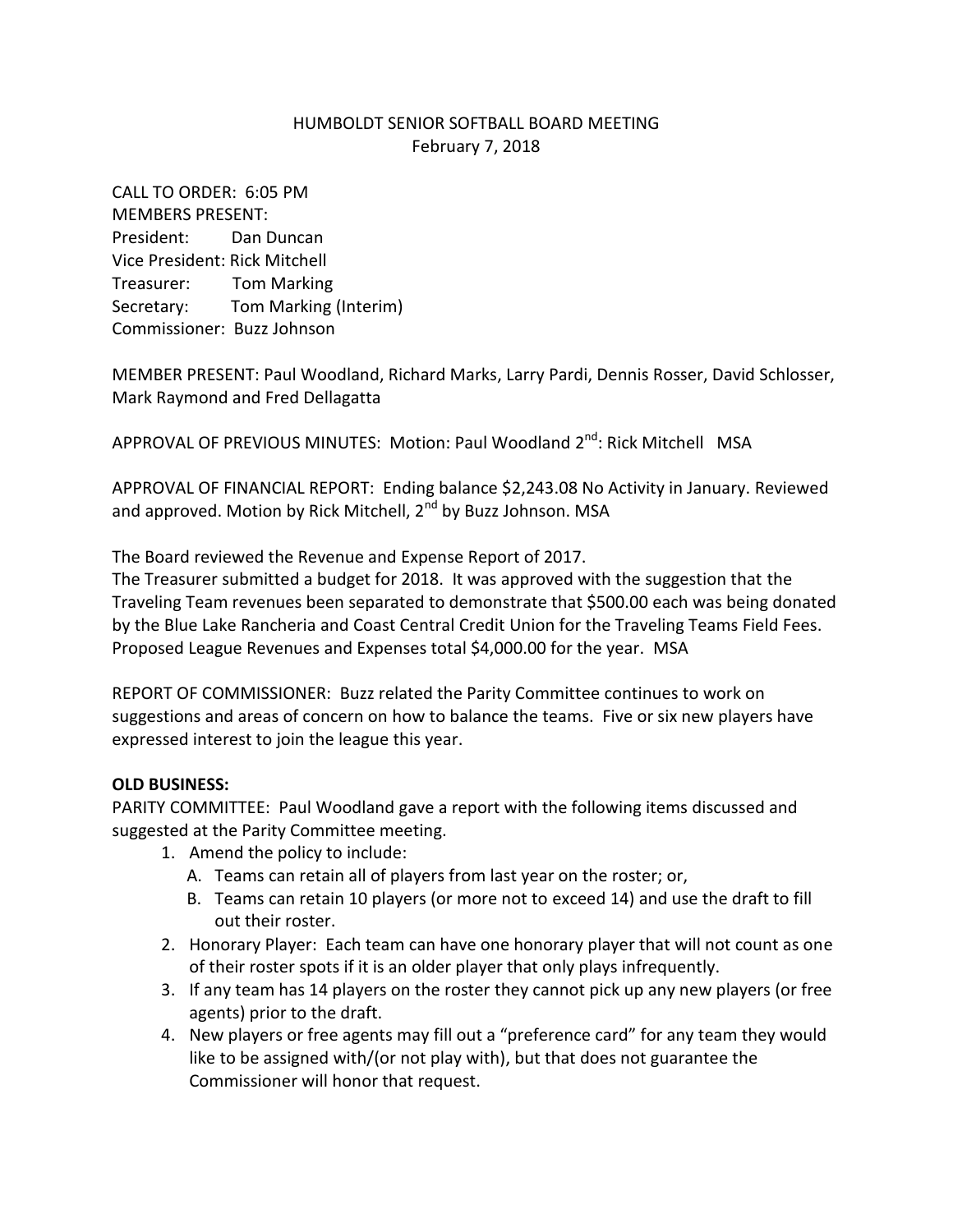# HUMBOLDT SENIOR SOFTBALL BOARD MEETING
February 7, 2018

CALL TO ORDER: 6:05 PM
MEMBERS PRESENT:
President: Dan Duncan
Vice President: Rick Mitchell
Treasurer: Tom Marking
Secretary: Tom Marking (Interim)
Commissioner: Buzz Johnson

MEMBER PRESENT: Paul Woodland, Richard Marks, Larry Pardi, Dennis Rosser, David Schlosser, Mark Raymond and Fred Dellagatta

APPROVAL OF PREVIOUS MINUTES: Motion: Paul Woodland 2nd: Rick Mitchell MSA

APPROVAL OF FINANCIAL REPORT: Ending balance $2,243.08 No Activity in January. Reviewed and approved. Motion by Rick Mitchell, 2nd by Buzz Johnson. MSA

The Board reviewed the Revenue and Expense Report of 2017.
The Treasurer submitted a budget for 2018. It was approved with the suggestion that the Traveling Team revenues been separated to demonstrate that $500.00 each was being donated by the Blue Lake Rancheria and Coast Central Credit Union for the Traveling Teams Field Fees. Proposed League Revenues and Expenses total $4,000.00 for the year. MSA

REPORT OF COMMISSIONER: Buzz related the Parity Committee continues to work on suggestions and areas of concern on how to balance the teams. Five or six new players have expressed interest to join the league this year.

**OLD BUSINESS:**

PARITY COMMITTEE: Paul Woodland gave a report with the following items discussed and suggested at the Parity Committee meeting.

1. Amend the policy to include:
   A. Teams can retain all of players from last year on the roster; or,
   B. Teams can retain 10 players (or more not to exceed 14) and use the draft to fill out their roster.
2. Honorary Player: Each team can have one honorary player that will not count as one of their roster spots if it is an older player that only plays infrequently.
3. If any team has 14 players on the roster they cannot pick up any new players (or free agents) prior to the draft.
4. New players or free agents may fill out a "preference card" for any team they would like to be assigned with/(or not play with), but that does not guarantee the Commissioner will honor that request.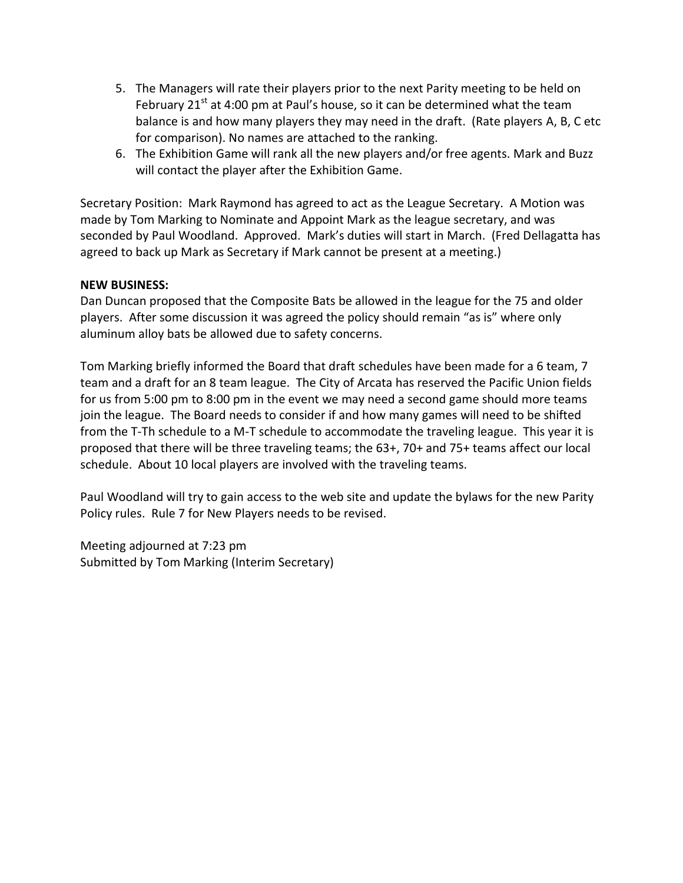5. The Managers will rate their players prior to the next Parity meeting to be held on February 21st at 4:00 pm at Paul's house, so it can be determined what the team balance is and how many players they may need in the draft. (Rate players A, B, C etc for comparison). No names are attached to the ranking.
6. The Exhibition Game will rank all the new players and/or free agents. Mark and Buzz will contact the player after the Exhibition Game.

Secretary Position: Mark Raymond has agreed to act as the League Secretary. A Motion was made by Tom Marking to Nominate and Appoint Mark as the league secretary, and was seconded by Paul Woodland. Approved. Mark's duties will start in March. (Fred Dellagatta has agreed to back up Mark as Secretary if Mark cannot be present at a meeting.)

**NEW BUSINESS:**

Dan Duncan proposed that the Composite Bats be allowed in the league for the 75 and older players. After some discussion it was agreed the policy should remain "as is" where only aluminum alloy bats be allowed due to safety concerns.

Tom Marking briefly informed the Board that draft schedules have been made for a 6 team, 7 team and a draft for an 8 team league. The City of Arcata has reserved the Pacific Union fields for us from 5:00 pm to 8:00 pm in the event we may need a second game should more teams join the league. The Board needs to consider if and how many games will need to be shifted from the T-Th schedule to a M-T schedule to accommodate the traveling league. This year it is proposed that there will be three traveling teams; the 63+, 70+ and 75+ teams affect our local schedule. About 10 local players are involved with the traveling teams.

Paul Woodland will try to gain access to the web site and update the bylaws for the new Parity Policy rules. Rule 7 for New Players needs to be revised.

Meeting adjourned at 7:23 pm
Submitted by Tom Marking (Interim Secretary)